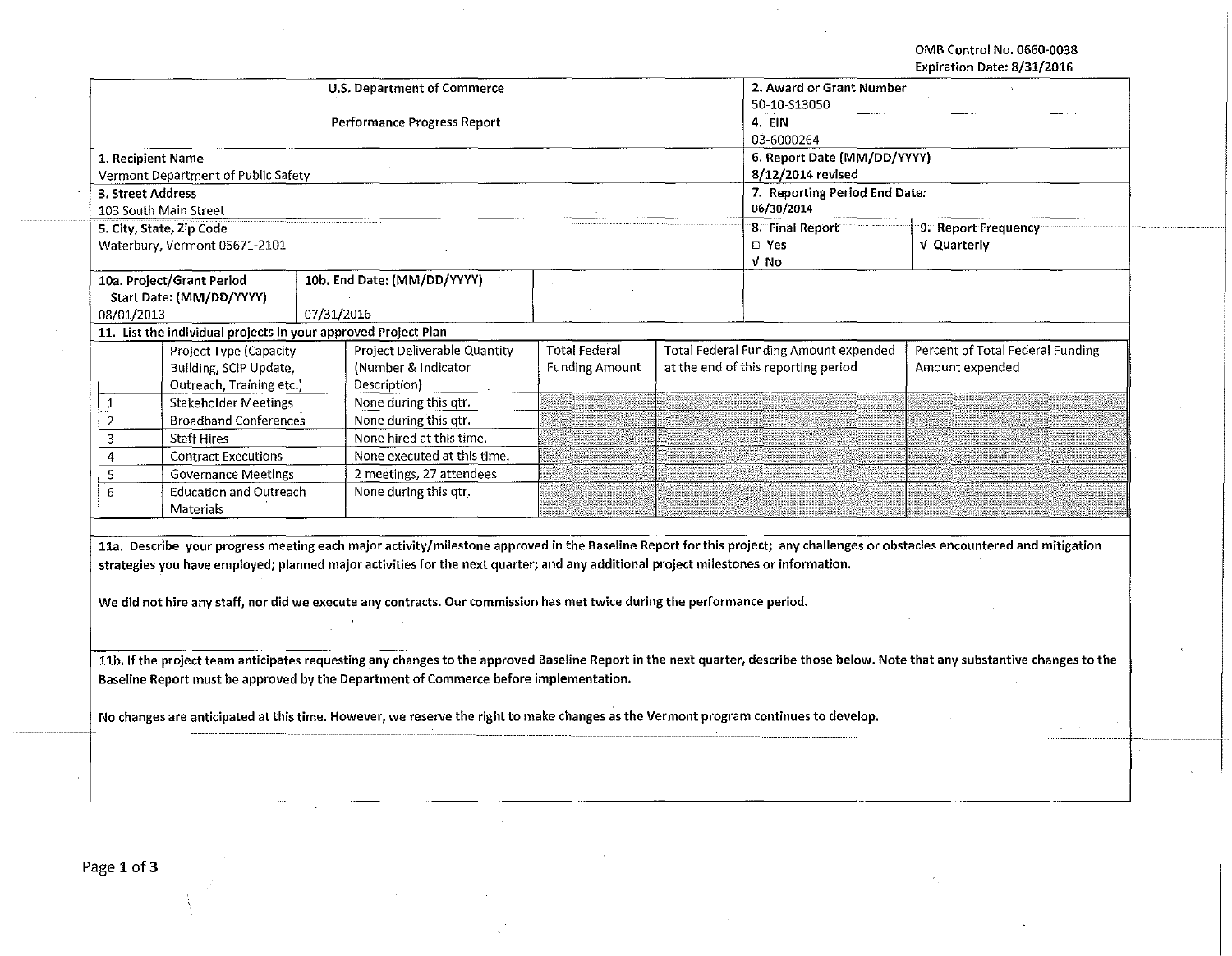OMB Control No. 0660-0038
Expiration Date: 8/31/2016

| U.S. Department of Commerce<br><br>Performance Progress Report | 2. Award or Grant Number<br>50-10-S13050<br>4. EIN<br>03-6000264 | |
|---|---|---|
| 1. Recipient Name<br>Vermont Department of Public Safety | 6. Report Date (MM/DD/YYYY)<br>8/12/2014 revised | |
| 3. Street Address<br>103 South Main Street | 7. Reporting Period End Date:<br>06/30/2014 | |
| 5. City, State, Zip Code<br>Waterbury, Vermont 05671-2101 | 8. Final Report<br>□ Yes<br>√ No | 9. Report Frequency<br>√ Quarterly |

| 10a. Project/Grant Period Start Date: (MM/DD/YYYY) | 10b. End Date: (MM/DD/YYYY) |
|---|---|
| 08/01/2013 | 07/31/2016 |

**11. List the individual projects in your approved Project Plan**

| | Project Type (Capacity Building, SCIP Update, Outreach, Training etc.) | Project Deliverable Quantity (Number & Indicator Description) | Total Federal Funding Amount | Total Federal Funding Amount expended at the end of this reporting period | Percent of Total Federal Funding Amount expended |
|---|---|---|---|---|---|
| 1 | Stakeholder Meetings | None during this qtr. | | | |
| 2 | Broadband Conferences | None during this qtr. | | | |
| 3 | Staff Hires | None hired at this time. | | | |
| 4 | Contract Executions | None executed at this time. | | | |
| 5 | Governance Meetings | 2 meetings, 27 attendees | | | |
| 6 | Education and Outreach Materials | None during this qtr. | | | |

**11a. Describe your progress meeting each major activity/milestone approved in the Baseline Report for this project; any challenges or obstacles encountered and mitigation strategies you have employed; planned major activities for the next quarter; and any additional project milestones or information.**

We did not hire any staff, nor did we execute any contracts. Our commission has met twice during the performance period.

**11b. If the project team anticipates requesting any changes to the approved Baseline Report in the next quarter, describe those below. Note that any substantive changes to the Baseline Report must be approved by the Department of Commerce before implementation.**

No changes are anticipated at this time. However, we reserve the right to make changes as the Vermont program continues to develop.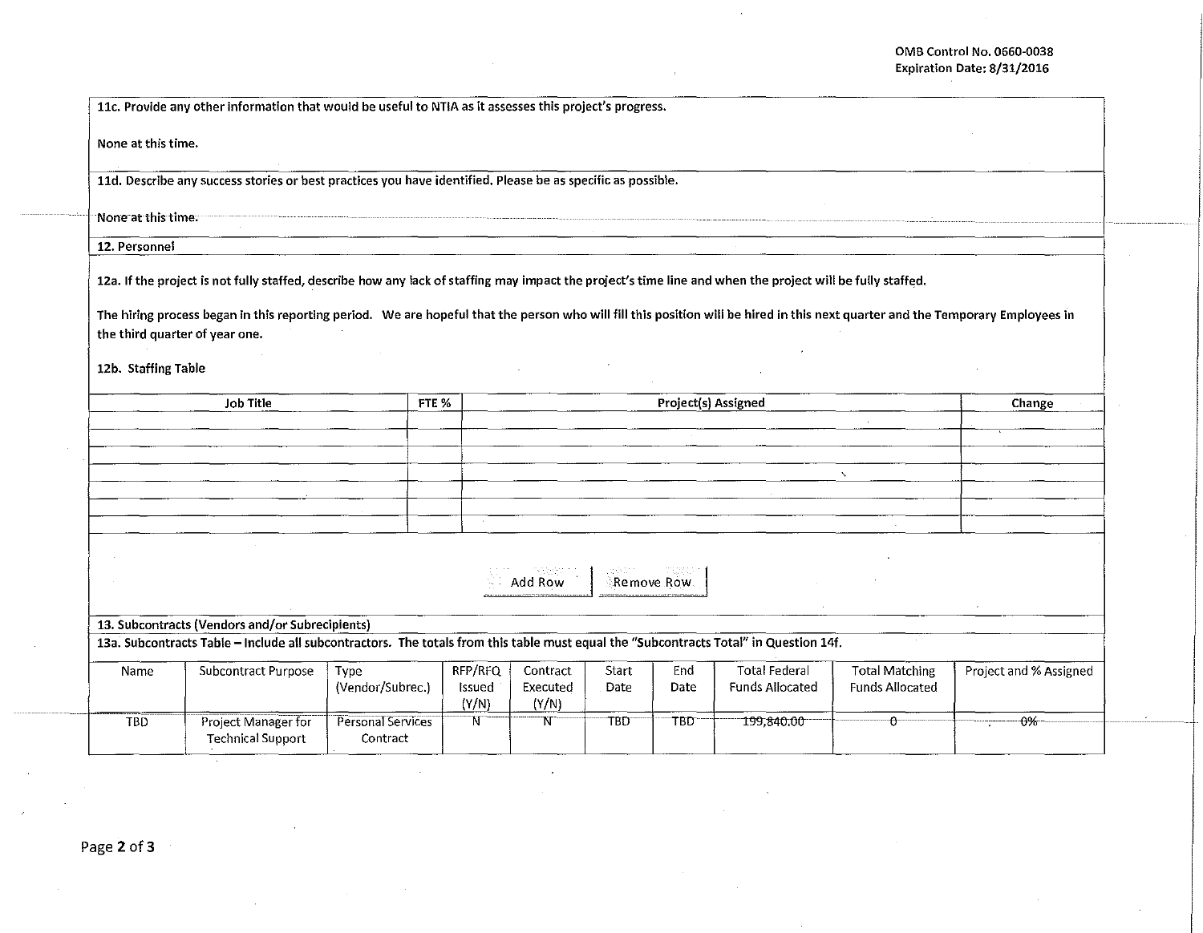OMB Control No. 0660-0038
Expiration Date: 8/31/2016

**11c. Provide any other information that would be useful to NTIA as it assesses this project's progress.**

None at this time.

**11d. Describe any success stories or best practices you have identified. Please be as specific as possible.**

None at this time.

**12. Personnel**

**12a. If the project is not fully staffed, describe how any lack of staffing may impact the project's time line and when the project will be fully staffed.**

The hiring process began in this reporting period. We are hopeful that the person who will fill this position will be hired in this next quarter and the Temporary Employees in the third quarter of year one.

**12b. Staffing Table**

| Job Title | FTE % | Project(s) Assigned | Change |
|---|---|---|---|
| | | | |
| | | | |
| | | | |
| | | | |
| | | | |
| | | | |
| | | | |

Add Row    Remove Row

**13. Subcontracts (Vendors and/or Subrecipients)**

**13a. Subcontracts Table – Include all subcontractors. The totals from this table must equal the "Subcontracts Total" in Question 14f.**

| Name | Subcontract Purpose | Type (Vendor/Subrec.) | RFP/RFQ Issued (Y/N) | Contract Executed (Y/N) | Start Date | End Date | Total Federal Funds Allocated | Total Matching Funds Allocated | Project and % Assigned |
|---|---|---|---|---|---|---|---|---|---|
| TBD | Project Manager for Technical Support | Personal Services Contract | N | N | TBD | TBD | 199,840.00 | 0 | 0% |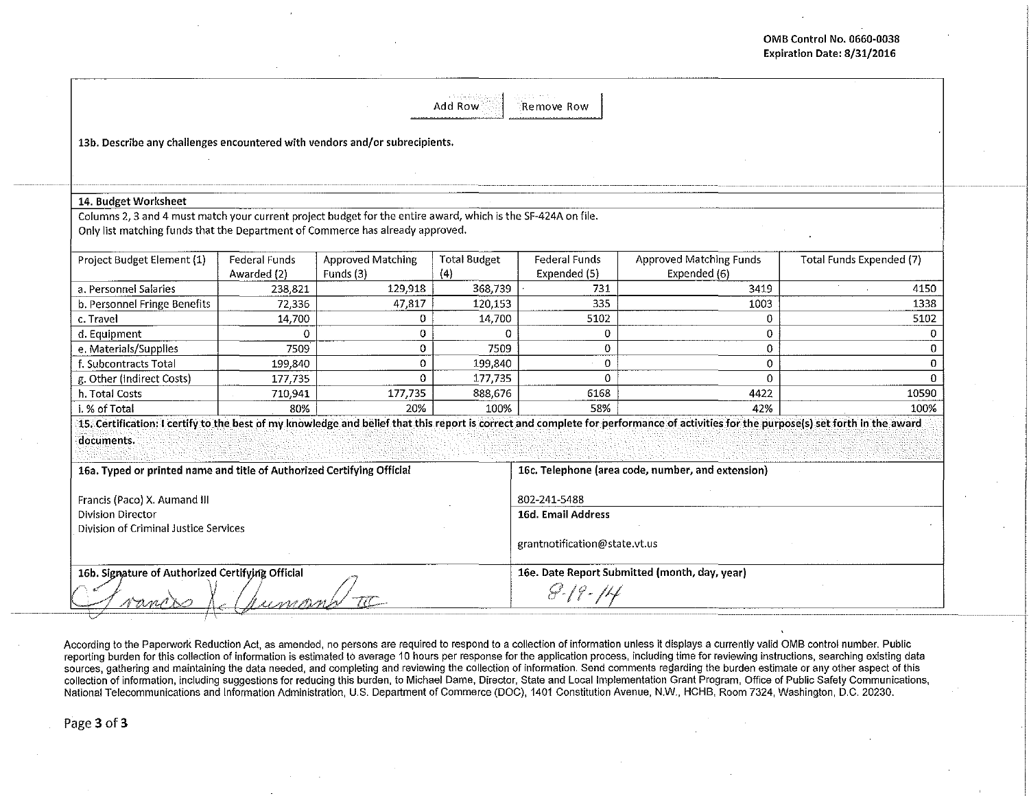Add Row | Remove Row

**13b. Describe any challenges encountered with vendors and/or subrecipients.**

**14. Budget Worksheet**

Columns 2, 3 and 4 must match your current project budget for the entire award, which is the SF-424A on file.
Only list matching funds that the Department of Commerce has already approved.

| Project Budget Element (1) | Federal Funds Awarded (2) | Approved Matching Funds (3) | Total Budget (4) | Federal Funds Expended (5) | Approved Matching Funds Expended (6) | Total Funds Expended (7) |
|---|---|---|---|---|---|---|
| a. Personnel Salaries | 238,821 | 129,918 | 368,739 | 731 | 3419 | 4150 |
| b. Personnel Fringe Benefits | 72,336 | 47,817 | 120,153 | 335 | 1003 | 1338 |
| c. Travel | 14,700 | 0 | 14,700 | 5102 | 0 | 5102 |
| d. Equipment | 0 | 0 | 0 | 0 | 0 | 0 |
| e. Materials/Supplies | 7509 | 0 | 7509 | 0 | 0 | 0 |
| f. Subcontracts Total | 199,840 | 0 | 199,840 | 0 | 0 | 0 |
| g. Other (Indirect Costs) | 177,735 | 0 | 177,735 | 0 | 0 | 0 |
| h. Total Costs | 710,941 | 177,735 | 888,676 | 6168 | 4422 | 10590 |
| i. % of Total | 80% | 20% | 100% | 58% | 42% | 100% |

**15. Certification: I certify to the best of my knowledge and belief that this report is correct and complete for performance of activities for the purpose(s) set forth in the award documents.**

**16a. Typed or printed name and title of Authorized Certifying Official**

Francis (Paco) X. Aumand III
Division Director
Division of Criminal Justice Services

**16c. Telephone (area code, number, and extension)**

802-241-5488

**16d. Email Address**

grantnotification@state.vt.us

**16b. Signature of Authorized Certifying Official**

Francis X. Aumand III

**16e. Date Report Submitted (month, day, year)**

8-19-14

According to the Paperwork Reduction Act, as amended, no persons are required to respond to a collection of information unless it displays a currently valid OMB control number. Public reporting burden for this collection of information is estimated to average 10 hours per response for the application process, including time for reviewing instructions, searching existing data sources, gathering and maintaining the data needed, and completing and reviewing the collection of information. Send comments regarding the burden estimate or any other aspect of this collection of information, including suggestions for reducing this burden, to Michael Dame, Director, State and Local Implementation Grant Program, Office of Public Safety Communications, National Telecommunications and Information Administration, U.S. Department of Commerce (DOC), 1401 Constitution Avenue, N.W., HCHB, Room 7324, Washington, D.C. 20230.